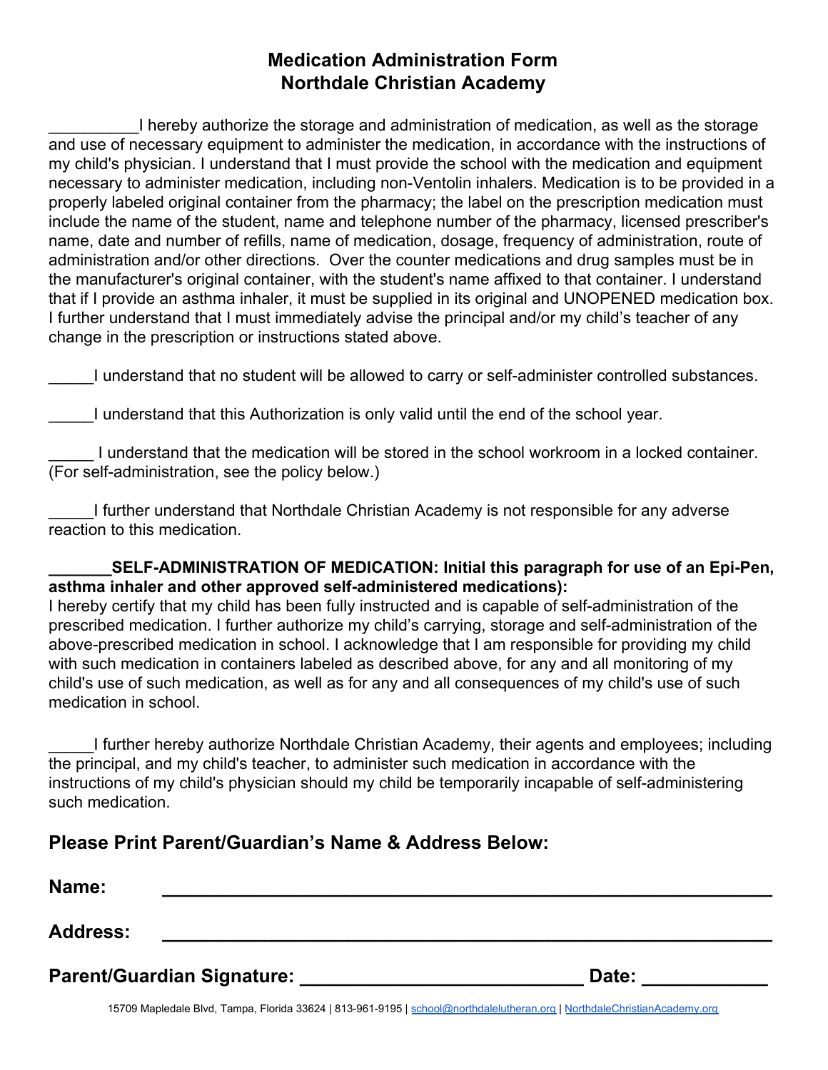# Medication Administration Form
# Northdale Christian Academy

__________I hereby authorize the storage and administration of medication, as well as the storage and use of necessary equipment to administer the medication, in accordance with the instructions of my child's physician. I understand that I must provide the school with the medication and equipment necessary to administer medication, including non-Ventolin inhalers. Medication is to be provided in a properly labeled original container from the pharmacy; the label on the prescription medication must include the name of the student, name and telephone number of the pharmacy, licensed prescriber's name, date and number of refills, name of medication, dosage, frequency of administration, route of administration and/or other directions. Over the counter medications and drug samples must be in the manufacturer's original container, with the student's name affixed to that container. I understand that if I provide an asthma inhaler, it must be supplied in its original and UNOPENED medication box. I further understand that I must immediately advise the principal and/or my child's teacher of any change in the prescription or instructions stated above.

_____I understand that no student will be allowed to carry or self-administer controlled substances.

_____I understand that this Authorization is only valid until the end of the school year.

_____ I understand that the medication will be stored in the school workroom in a locked container. (For self-administration, see the policy below.)

_____I further understand that Northdale Christian Academy is not responsible for any adverse reaction to this medication.

**_______SELF-ADMINISTRATION OF MEDICATION: Initial this paragraph for use of an Epi-Pen, asthma inhaler and other approved self-administered medications):**
I hereby certify that my child has been fully instructed and is capable of self-administration of the prescribed medication. I further authorize my child's carrying, storage and self-administration of the above-prescribed medication in school. I acknowledge that I am responsible for providing my child with such medication in containers labeled as described above, for any and all monitoring of my child's use of such medication, as well as for any and all consequences of my child's use of such medication in school.

_____I further hereby authorize Northdale Christian Academy, their agents and employees; including the principal, and my child's teacher, to administer such medication in accordance with the instructions of my child's physician should my child be temporarily incapable of self-administering such medication.

## Please Print Parent/Guardian's Name & Address Below:

**Name:** ____________________________________________________

**Address:** ____________________________________________________

**Parent/Guardian Signature:** ___________________________ **Date:** ____________

15709 Mapledale Blvd, Tampa, Florida 33624 | 813-961-9195 | school@northdalelutheran.org | NorthdaleChristianAcademy.org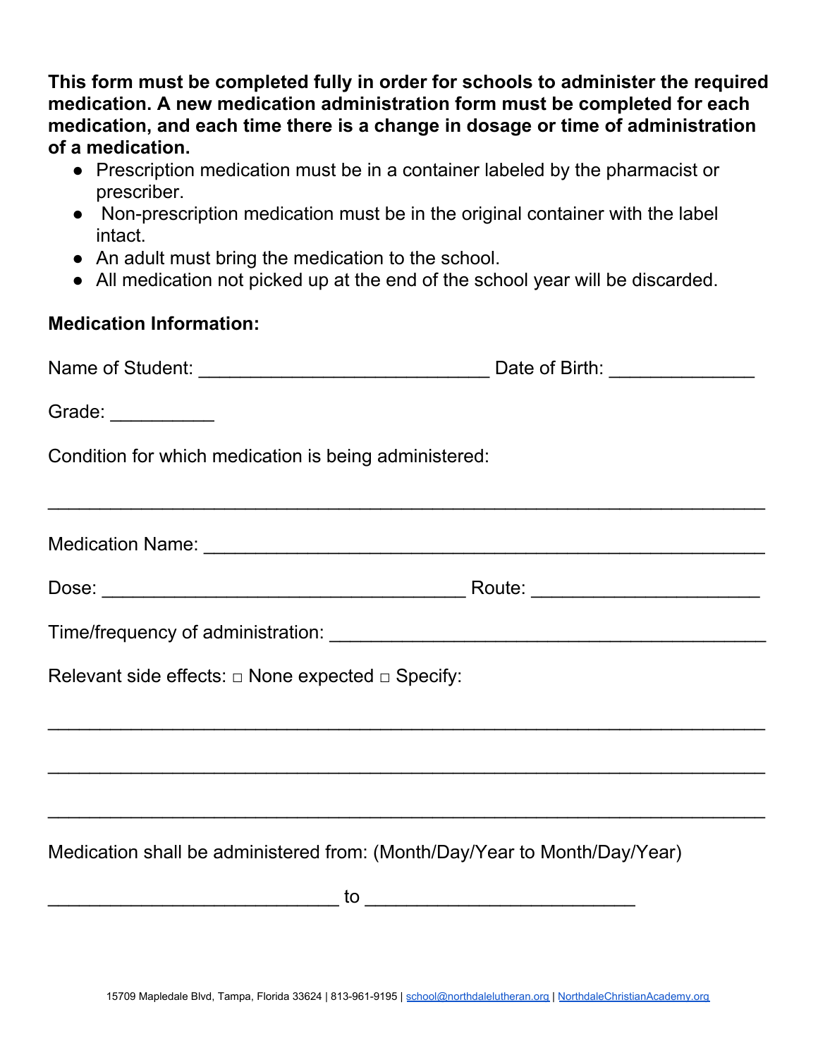**This form must be completed fully in order for schools to administer the required medication. A new medication administration form must be completed for each medication, and each time there is a change in dosage or time of administration of a medication.**

- Prescription medication must be in a container labeled by the pharmacist or prescriber.
- Non-prescription medication must be in the original container with the label intact.
- An adult must bring the medication to the school.
- All medication not picked up at the end of the school year will be discarded.

**Medication Information:**

Name of Student: ____________________________ Date of Birth: ______________

Grade: __________

Condition for which medication is being administered:

______________________________________________________________________

Medication Name: ______________________________________________________

Dose: ___________________________________ Route: ______________________

Time/frequency of administration: ___________________________________________

Relevant side effects: □ None expected □ Specify:

______________________________________________________________________

______________________________________________________________________

______________________________________________________________________

Medication shall be administered from: (Month/Day/Year to Month/Day/Year)

____________________________ to __________________________

15709 Mapledale Blvd, Tampa, Florida 33624 | 813-961-9195 | school@northdalelutheran.org | NorthdaleChristianAcademy.org